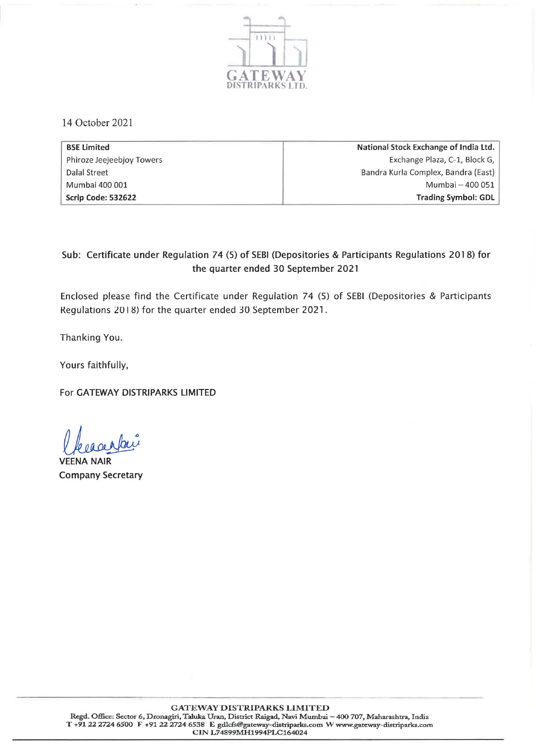GATEWAY
DISTRIPARKS LTD.

14 October 2021

| BSE Limited | National Stock Exchange of India Ltd. |
|---|---|
| Phiroze Jeejeebjoy Towers | Exchange Plaza, C-1, Block G, |
| Dalal Street | Bandra Kurla Complex, Bandra (East) |
| Mumbai 400 001 | Mumbai – 400 051 |
| **Scrip Code: 532622** | **Trading Symbol: GDL** |

**Sub: Certificate under Regulation 74 (5) of SEBI (Depositories & Participants Regulations 2018) for the quarter ended 30 September 2021**

Enclosed please find the Certificate under Regulation 74 (5) of SEBI (Depositories & Participants Regulations 2018) for the quarter ended 30 September 2021.

Thanking You.

Yours faithfully,

For GATEWAY DISTRIPARKS LIMITED

VEENA NAIR
Company Secretary

GATEWAY DISTRIPARKS LIMITED
Regd. Office: Sector 6, Dronagiri, Taluka Uran, District Raigad, Navi Mumbai – 400 707, Maharashtra, India
T +91 22 2724 6500 F +91 22 2724 6538 E gdlcfs@gateway-distriparks.com W www.gateway-distriparks.com
CIN L74899MH1994PLC164024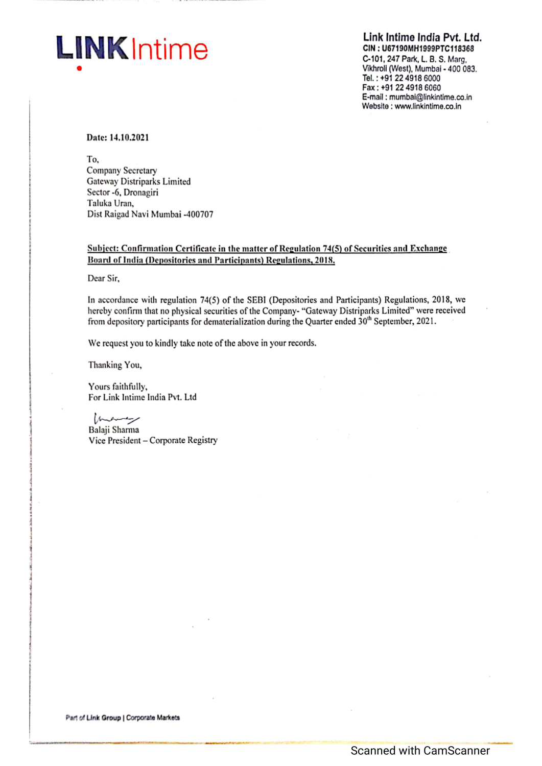# LINK Intime

**Link Intime India Pvt. Ltd.**
**CIN : U67190MH1999PTC118368**
C-101, 247 Park, L. B. S. Marg,
Vikhroli (West), Mumbai - 400 083.
Tel. : +91 22 4918 6000
Fax : +91 22 4918 6060
E-mail : mumbai@linkintime.co.in
Website : www.linkintime.co.in

**Date: 14.10.2021**

To,
Company Secretary
Gateway Distriparks Limited
Sector -6, Dronagiri
Taluka Uran,
Dist Raigad Navi Mumbai -400707

**Subject: Confirmation Certificate in the matter of Regulation 74(5) of Securities and Exchange Board of India (Depositories and Participants) Regulations, 2018.**

Dear Sir,

In accordance with regulation 74(5) of the SEBI (Depositories and Participants) Regulations, 2018, we hereby confirm that no physical securities of the Company- "Gateway Distriparks Limited" were received from depository participants for dematerialization during the Quarter ended 30th September, 2021.

We request you to kindly take note of the above in your records.

Thanking You,

Yours faithfully,
For Link Intime India Pvt. Ltd

Balaji Sharma
Vice President – Corporate Registry

Part of Link Group | Corporate Markets